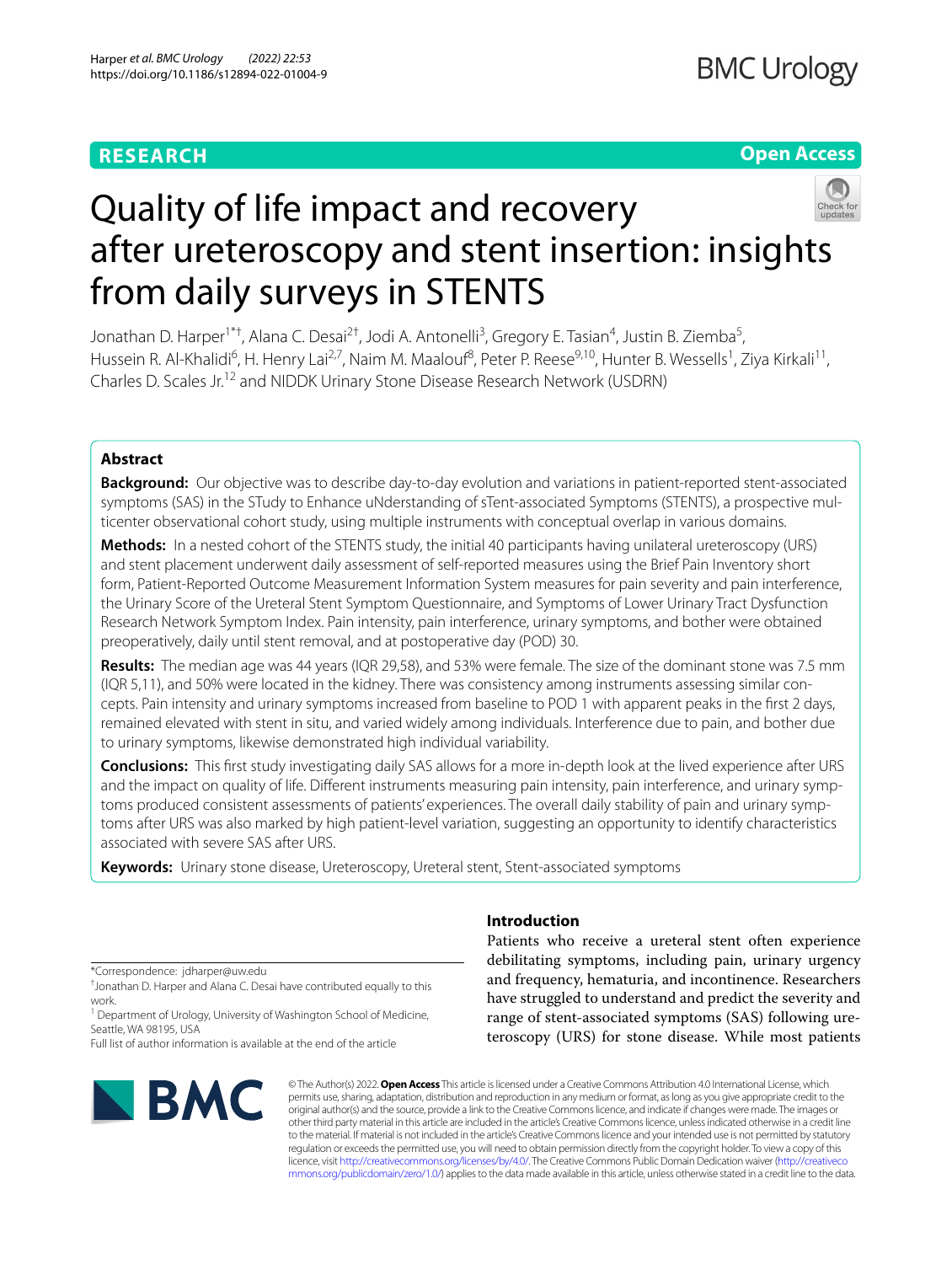RESEARCH

Open Access

# Quality of life impact and recovery after ureteroscopy and stent insertion: insights from daily surveys in STENTS

Jonathan D. Harper[1*†], Alana C. Desai[2†], Jodi A. Antonelli[3], Gregory E. Tasian[4], Justin B. Ziemba[5], Hussein R. Al-Khalidi[6], H. Henry Lai[2,7], Naim M. Maalouf[8], Peter P. Reese[9,10], Hunter B. Wessells[1], Ziya Kirkali[11], Charles D. Scales Jr.[12] and NIDDK Urinary Stone Disease Research Network (USDRN)

## Abstract

**Background:** Our objective was to describe day-to-day evolution and variations in patient-reported stent-associated symptoms (SAS) in the STudy to Enhance uNderstanding of sTent-associated Symptoms (STENTS), a prospective multicenter observational cohort study, using multiple instruments with conceptual overlap in various domains.

**Methods:** In a nested cohort of the STENTS study, the initial 40 participants having unilateral ureteroscopy (URS) and stent placement underwent daily assessment of self-reported measures using the Brief Pain Inventory short form, Patient-Reported Outcome Measurement Information System measures for pain severity and pain interference, the Urinary Score of the Ureteral Stent Symptom Questionnaire, and Symptoms of Lower Urinary Tract Dysfunction Research Network Symptom Index. Pain intensity, pain interference, urinary symptoms, and bother were obtained preoperatively, daily until stent removal, and at postoperative day (POD) 30.

**Results:** The median age was 44 years (IQR 29,58), and 53% were female. The size of the dominant stone was 7.5 mm (IQR 5,11), and 50% were located in the kidney. There was consistency among instruments assessing similar concepts. Pain intensity and urinary symptoms increased from baseline to POD 1 with apparent peaks in the first 2 days, remained elevated with stent in situ, and varied widely among individuals. Interference due to pain, and bother due to urinary symptoms, likewise demonstrated high individual variability.

**Conclusions:** This first study investigating daily SAS allows for a more in-depth look at the lived experience after URS and the impact on quality of life. Different instruments measuring pain intensity, pain interference, and urinary symptoms produced consistent assessments of patients' experiences. The overall daily stability of pain and urinary symptoms after URS was also marked by high patient-level variation, suggesting an opportunity to identify characteristics associated with severe SAS after URS.

**Keywords:** Urinary stone disease, Ureteroscopy, Ureteral stent, Stent-associated symptoms

## Introduction

Patients who receive a ureteral stent often experience debilitating symptoms, including pain, urinary urgency and frequency, hematuria, and incontinence. Researchers have struggled to understand and predict the severity and range of stent-associated symptoms (SAS) following ureteroscopy (URS) for stone disease. While most patients

*Correspondence: jdharper@uw.edu

†Jonathan D. Harper and Alana C. Desai have contributed equally to this work.

[1] Department of Urology, University of Washington School of Medicine, Seattle, WA 98195, USA

Full list of author information is available at the end of the article

© The Author(s) 2022. **Open Access** This article is licensed under a Creative Commons Attribution 4.0 International License, which permits use, sharing, adaptation, distribution and reproduction in any medium or format, as long as you give appropriate credit to the original author(s) and the source, provide a link to the Creative Commons licence, and indicate if changes were made. The images or other third party material in this article are included in the article's Creative Commons licence, unless indicated otherwise in a credit line to the material. If material is not included in the article's Creative Commons licence and your intended use is not permitted by statutory regulation or exceeds the permitted use, you will need to obtain permission directly from the copyright holder. To view a copy of this licence, visit http://creativecommons.org/licenses/by/4.0/. The Creative Commons Public Domain Dedication waiver (http://creativecommons.org/publicdomain/zero/1.0/) applies to the data made available in this article, unless otherwise stated in a credit line to the data.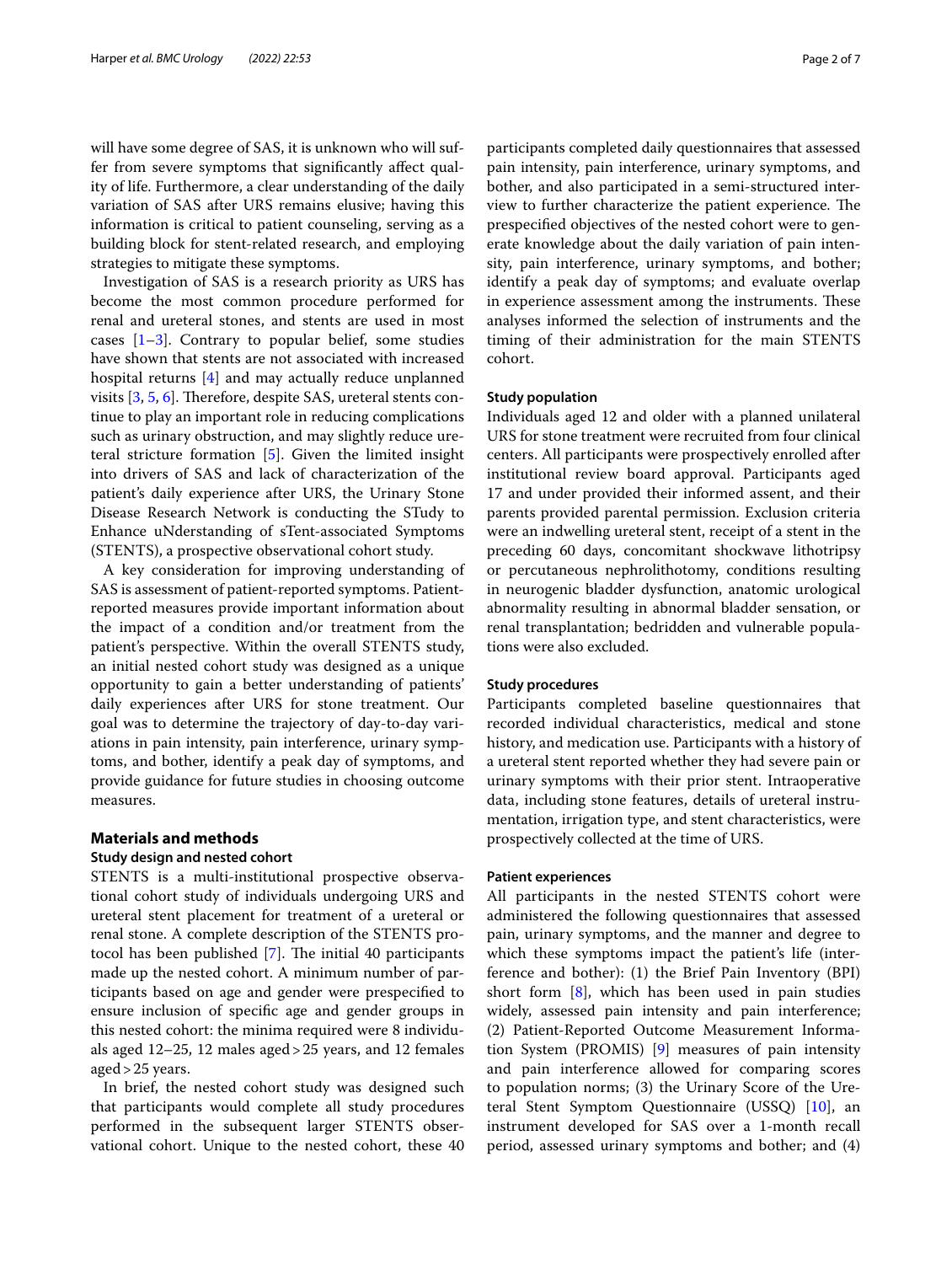will have some degree of SAS, it is unknown who will suffer from severe symptoms that significantly affect quality of life. Furthermore, a clear understanding of the daily variation of SAS after URS remains elusive; having this information is critical to patient counseling, serving as a building block for stent-related research, and employing strategies to mitigate these symptoms.

Investigation of SAS is a research priority as URS has become the most common procedure performed for renal and ureteral stones, and stents are used in most cases [1–3]. Contrary to popular belief, some studies have shown that stents are not associated with increased hospital returns [4] and may actually reduce unplanned visits [3, 5, 6]. Therefore, despite SAS, ureteral stents continue to play an important role in reducing complications such as urinary obstruction, and may slightly reduce ureteral stricture formation [5]. Given the limited insight into drivers of SAS and lack of characterization of the patient's daily experience after URS, the Urinary Stone Disease Research Network is conducting the STudy to Enhance uNderstanding of sTent-associated Symptoms (STENTS), a prospective observational cohort study.

A key consideration for improving understanding of SAS is assessment of patient-reported symptoms. Patient-reported measures provide important information about the impact of a condition and/or treatment from the patient's perspective. Within the overall STENTS study, an initial nested cohort study was designed as a unique opportunity to gain a better understanding of patients' daily experiences after URS for stone treatment. Our goal was to determine the trajectory of day-to-day variations in pain intensity, pain interference, urinary symptoms, and bother, identify a peak day of symptoms, and provide guidance for future studies in choosing outcome measures.

## Materials and methods

### Study design and nested cohort

STENTS is a multi-institutional prospective observational cohort study of individuals undergoing URS and ureteral stent placement for treatment of a ureteral or renal stone. A complete description of the STENTS protocol has been published [7]. The initial 40 participants made up the nested cohort. A minimum number of participants based on age and gender were prespecified to ensure inclusion of specific age and gender groups in this nested cohort: the minima required were 8 individuals aged 12–25, 12 males aged > 25 years, and 12 females aged > 25 years.

In brief, the nested cohort study was designed such that participants would complete all study procedures performed in the subsequent larger STENTS observational cohort. Unique to the nested cohort, these 40 participants completed daily questionnaires that assessed pain intensity, pain interference, urinary symptoms, and bother, and also participated in a semi-structured interview to further characterize the patient experience. The prespecified objectives of the nested cohort were to generate knowledge about the daily variation of pain intensity, pain interference, urinary symptoms, and bother; identify a peak day of symptoms; and evaluate overlap in experience assessment among the instruments. These analyses informed the selection of instruments and the timing of their administration for the main STENTS cohort.

### Study population

Individuals aged 12 and older with a planned unilateral URS for stone treatment were recruited from four clinical centers. All participants were prospectively enrolled after institutional review board approval. Participants aged 17 and under provided their informed assent, and their parents provided parental permission. Exclusion criteria were an indwelling ureteral stent, receipt of a stent in the preceding 60 days, concomitant shockwave lithotripsy or percutaneous nephrolithotomy, conditions resulting in neurogenic bladder dysfunction, anatomic urological abnormality resulting in abnormal bladder sensation, or renal transplantation; bedridden and vulnerable populations were also excluded.

### Study procedures

Participants completed baseline questionnaires that recorded individual characteristics, medical and stone history, and medication use. Participants with a history of a ureteral stent reported whether they had severe pain or urinary symptoms with their prior stent. Intraoperative data, including stone features, details of ureteral instrumentation, irrigation type, and stent characteristics, were prospectively collected at the time of URS.

### Patient experiences

All participants in the nested STENTS cohort were administered the following questionnaires that assessed pain, urinary symptoms, and the manner and degree to which these symptoms impact the patient's life (interference and bother): (1) the Brief Pain Inventory (BPI) short form [8], which has been used in pain studies widely, assessed pain intensity and pain interference; (2) Patient-Reported Outcome Measurement Information System (PROMIS) [9] measures of pain intensity and pain interference allowed for comparing scores to population norms; (3) the Urinary Score of the Ureteral Stent Symptom Questionnaire (USSQ) [10], an instrument developed for SAS over a 1-month recall period, assessed urinary symptoms and bother; and (4)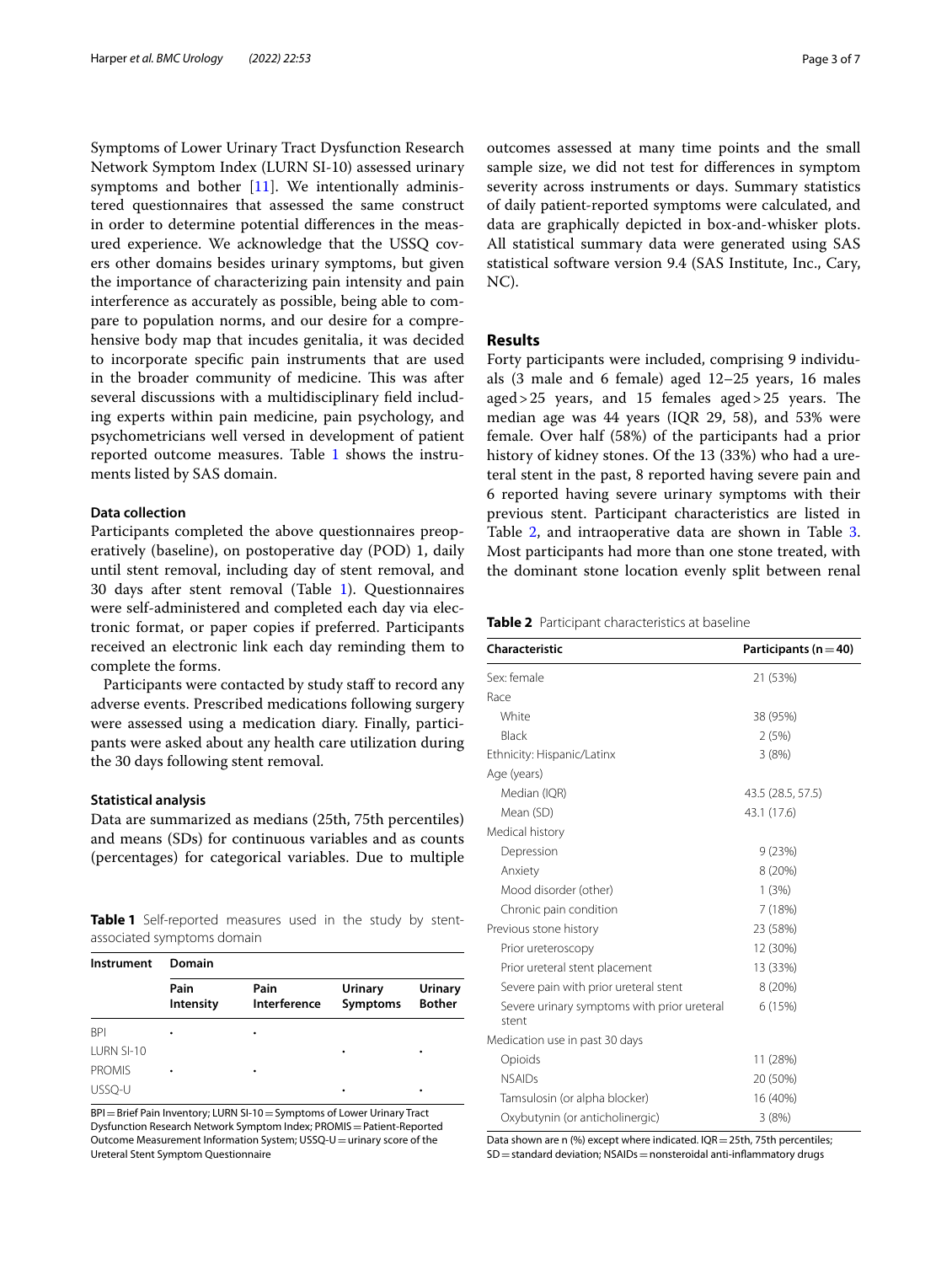Symptoms of Lower Urinary Tract Dysfunction Research Network Symptom Index (LURN SI-10) assessed urinary symptoms and bother [11]. We intentionally administered questionnaires that assessed the same construct in order to determine potential differences in the measured experience. We acknowledge that the USSQ covers other domains besides urinary symptoms, but given the importance of characterizing pain intensity and pain interference as accurately as possible, being able to compare to population norms, and our desire for a comprehensive body map that incudes genitalia, it was decided to incorporate specific pain instruments that are used in the broader community of medicine. This was after several discussions with a multidisciplinary field including experts within pain medicine, pain psychology, and psychometricians well versed in development of patient reported outcome measures. Table 1 shows the instruments listed by SAS domain.

### Data collection

Participants completed the above questionnaires preoperatively (baseline), on postoperative day (POD) 1, daily until stent removal, including day of stent removal, and 30 days after stent removal (Table 1). Questionnaires were self-administered and completed each day via electronic format, or paper copies if preferred. Participants received an electronic link each day reminding them to complete the forms.

Participants were contacted by study staff to record any adverse events. Prescribed medications following surgery were assessed using a medication diary. Finally, participants were asked about any health care utilization during the 30 days following stent removal.

### Statistical analysis

Data are summarized as medians (25th, 75th percentiles) and means (SDs) for continuous variables and as counts (percentages) for categorical variables. Due to multiple outcomes assessed at many time points and the small sample size, we did not test for differences in symptom severity across instruments or days. Summary statistics of daily patient-reported symptoms were calculated, and data are graphically depicted in box-and-whisker plots. All statistical summary data were generated using SAS statistical software version 9.4 (SAS Institute, Inc., Cary, NC).

**Table 1** Self-reported measures used in the study by stent-associated symptoms domain

| Instrument | Domain | | | |
|---|---|---|---|---|
| | Pain Intensity | Pain Interference | Urinary Symptoms | Urinary Bother |
| BPI | • | • | | |
| LURN SI-10 | | | • | • |
| PROMIS | • | • | | |
| USSQ-U | | | • | • |

BPI = Brief Pain Inventory; LURN SI-10 = Symptoms of Lower Urinary Tract Dysfunction Research Network Symptom Index; PROMIS = Patient-Reported Outcome Measurement Information System; USSQ-U = urinary score of the Ureteral Stent Symptom Questionnaire

## Results

Forty participants were included, comprising 9 individuals (3 male and 6 female) aged 12–25 years, 16 males aged > 25 years, and 15 females aged > 25 years. The median age was 44 years (IQR 29, 58), and 53% were female. Over half (58%) of the participants had a prior history of kidney stones. Of the 13 (33%) who had a ureteral stent in the past, 8 reported having severe pain and 6 reported having severe urinary symptoms with their previous stent. Participant characteristics are listed in Table 2, and intraoperative data are shown in Table 3. Most participants had more than one stone treated, with the dominant stone location evenly split between renal

**Table 2** Participant characteristics at baseline

| Characteristic | Participants (n = 40) |
|---|---|
| Sex: female | 21 (53%) |
| Race | |
| White | 38 (95%) |
| Black | 2 (5%) |
| Ethnicity: Hispanic/Latinx | 3 (8%) |
| Age (years) | |
| Median (IQR) | 43.5 (28.5, 57.5) |
| Mean (SD) | 43.1 (17.6) |
| Medical history | |
| Depression | 9 (23%) |
| Anxiety | 8 (20%) |
| Mood disorder (other) | 1 (3%) |
| Chronic pain condition | 7 (18%) |
| Previous stone history | 23 (58%) |
| Prior ureteroscopy | 12 (30%) |
| Prior ureteral stent placement | 13 (33%) |
| Severe pain with prior ureteral stent | 8 (20%) |
| Severe urinary symptoms with prior ureteral stent | 6 (15%) |
| Medication use in past 30 days | |
| Opioids | 11 (28%) |
| NSAIDs | 20 (50%) |
| Tamsulosin (or alpha blocker) | 16 (40%) |
| Oxybutynin (or anticholinergic) | 3 (8%) |

Data shown are n (%) except where indicated. IQR = 25th, 75th percentiles; SD = standard deviation; NSAIDs = nonsteroidal anti-inflammatory drugs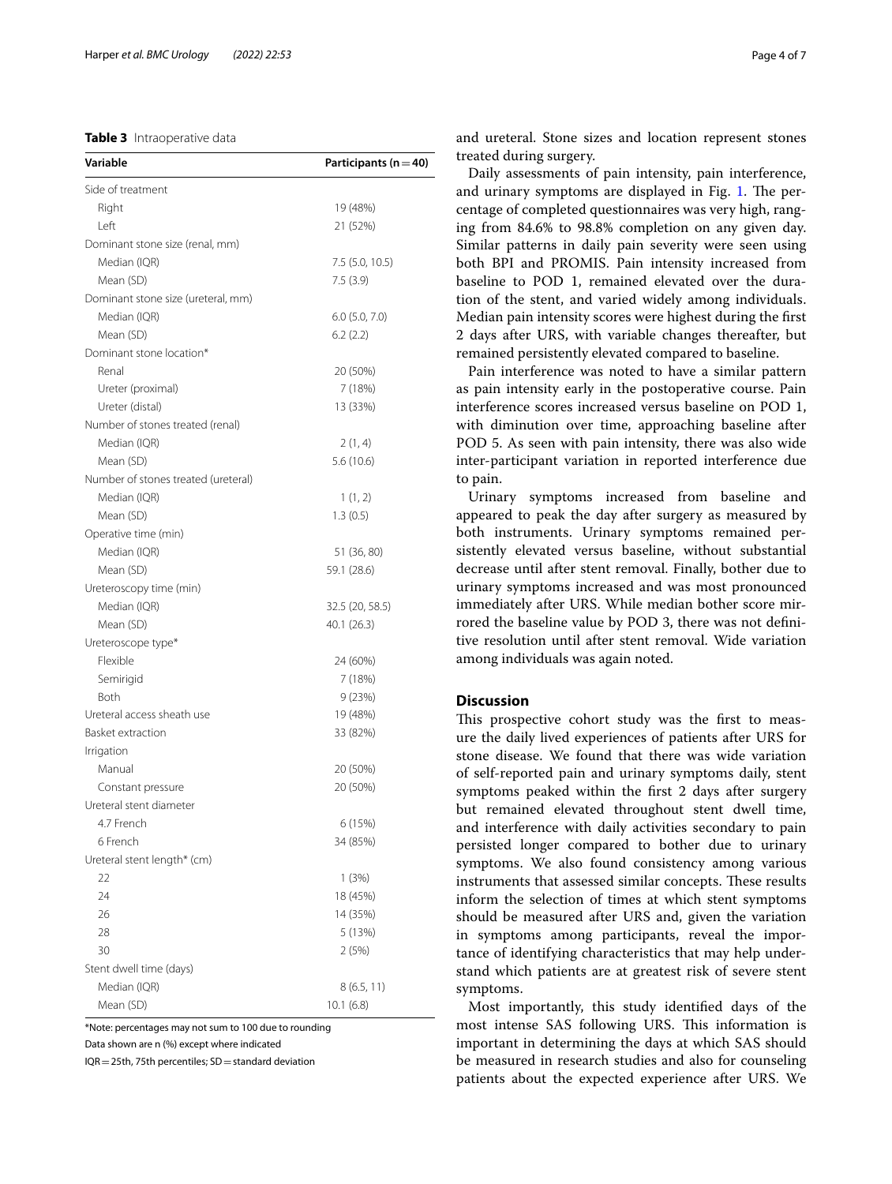**Table 3** Intraoperative data

| Variable | Participants (n = 40) |
|---|---|
| Side of treatment | |
| Right | 19 (48%) |
| Left | 21 (52%) |
| Dominant stone size (renal, mm) | |
| Median (IQR) | 7.5 (5.0, 10.5) |
| Mean (SD) | 7.5 (3.9) |
| Dominant stone size (ureteral, mm) | |
| Median (IQR) | 6.0 (5.0, 7.0) |
| Mean (SD) | 6.2 (2.2) |
| Dominant stone location* | |
| Renal | 20 (50%) |
| Ureter (proximal) | 7 (18%) |
| Ureter (distal) | 13 (33%) |
| Number of stones treated (renal) | |
| Median (IQR) | 2 (1, 4) |
| Mean (SD) | 5.6 (10.6) |
| Number of stones treated (ureteral) | |
| Median (IQR) | 1 (1, 2) |
| Mean (SD) | 1.3 (0.5) |
| Operative time (min) | |
| Median (IQR) | 51 (36, 80) |
| Mean (SD) | 59.1 (28.6) |
| Ureteroscopy time (min) | |
| Median (IQR) | 32.5 (20, 58.5) |
| Mean (SD) | 40.1 (26.3) |
| Ureteroscope type* | |
| Flexible | 24 (60%) |
| Semirigid | 7 (18%) |
| Both | 9 (23%) |
| Ureteral access sheath use | 19 (48%) |
| Basket extraction | 33 (82%) |
| Irrigation | |
| Manual | 20 (50%) |
| Constant pressure | 20 (50%) |
| Ureteral stent diameter | |
| 4.7 French | 6 (15%) |
| 6 French | 34 (85%) |
| Ureteral stent length* (cm) | |
| 22 | 1 (3%) |
| 24 | 18 (45%) |
| 26 | 14 (35%) |
| 28 | 5 (13%) |
| 30 | 2 (5%) |
| Stent dwell time (days) | |
| Median (IQR) | 8 (6.5, 11) |
| Mean (SD) | 10.1 (6.8) |

*Note: percentages may not sum to 100 due to rounding

Data shown are n (%) except where indicated

IQR = 25th, 75th percentiles; SD = standard deviation

and ureteral. Stone sizes and location represent stones treated during surgery.

Daily assessments of pain intensity, pain interference, and urinary symptoms are displayed in Fig. 1. The percentage of completed questionnaires was very high, ranging from 84.6% to 98.8% completion on any given day. Similar patterns in daily pain severity were seen using both BPI and PROMIS. Pain intensity increased from baseline to POD 1, remained elevated over the duration of the stent, and varied widely among individuals. Median pain intensity scores were highest during the first 2 days after URS, with variable changes thereafter, but remained persistently elevated compared to baseline.

Pain interference was noted to have a similar pattern as pain intensity early in the postoperative course. Pain interference scores increased versus baseline on POD 1, with diminution over time, approaching baseline after POD 5. As seen with pain intensity, there was also wide inter-participant variation in reported interference due to pain.

Urinary symptoms increased from baseline and appeared to peak the day after surgery as measured by both instruments. Urinary symptoms remained persistently elevated versus baseline, without substantial decrease until after stent removal. Finally, bother due to urinary symptoms increased and was most pronounced immediately after URS. While median bother score mirrored the baseline value by POD 3, there was not definitive resolution until after stent removal. Wide variation among individuals was again noted.

## Discussion

This prospective cohort study was the first to measure the daily lived experiences of patients after URS for stone disease. We found that there was wide variation of self-reported pain and urinary symptoms daily, stent symptoms peaked within the first 2 days after surgery but remained elevated throughout stent dwell time, and interference with daily activities secondary to pain persisted longer compared to bother due to urinary symptoms. We also found consistency among various instruments that assessed similar concepts. These results inform the selection of times at which stent symptoms should be measured after URS and, given the variation in symptoms among participants, reveal the importance of identifying characteristics that may help understand which patients are at greatest risk of severe stent symptoms.

Most importantly, this study identified days of the most intense SAS following URS. This information is important in determining the days at which SAS should be measured in research studies and also for counseling patients about the expected experience after URS. We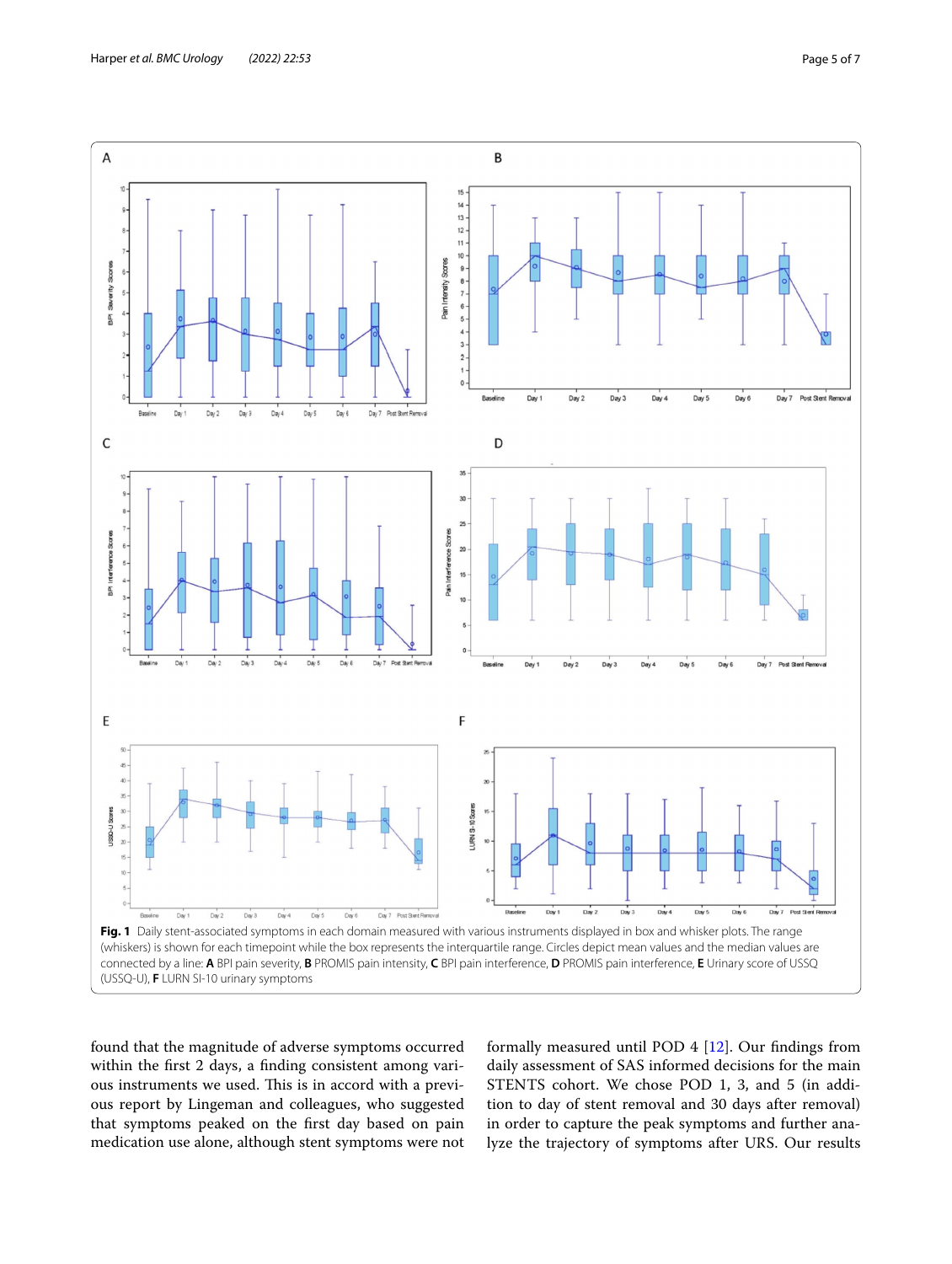**Fig. 1** Daily stent-associated symptoms in each domain measured with various instruments displayed in box and whisker plots. The range (whiskers) is shown for each timepoint while the box represents the interquartile range. Circles depict mean values and the median values are connected by a line: **A** BPI pain severity, **B** PROMIS pain intensity, **C** BPI pain interference, **D** PROMIS pain interference, **E** Urinary score of USSQ (USSQ-U), **F** LURN SI-10 urinary symptoms

found that the magnitude of adverse symptoms occurred within the first 2 days, a finding consistent among various instruments we used. This is in accord with a previous report by Lingeman and colleagues, who suggested that symptoms peaked on the first day based on pain medication use alone, although stent symptoms were not formally measured until POD 4 [12]. Our findings from daily assessment of SAS informed decisions for the main STENTS cohort. We chose POD 1, 3, and 5 (in addition to day of stent removal and 30 days after removal) in order to capture the peak symptoms and further analyze the trajectory of symptoms after URS. Our results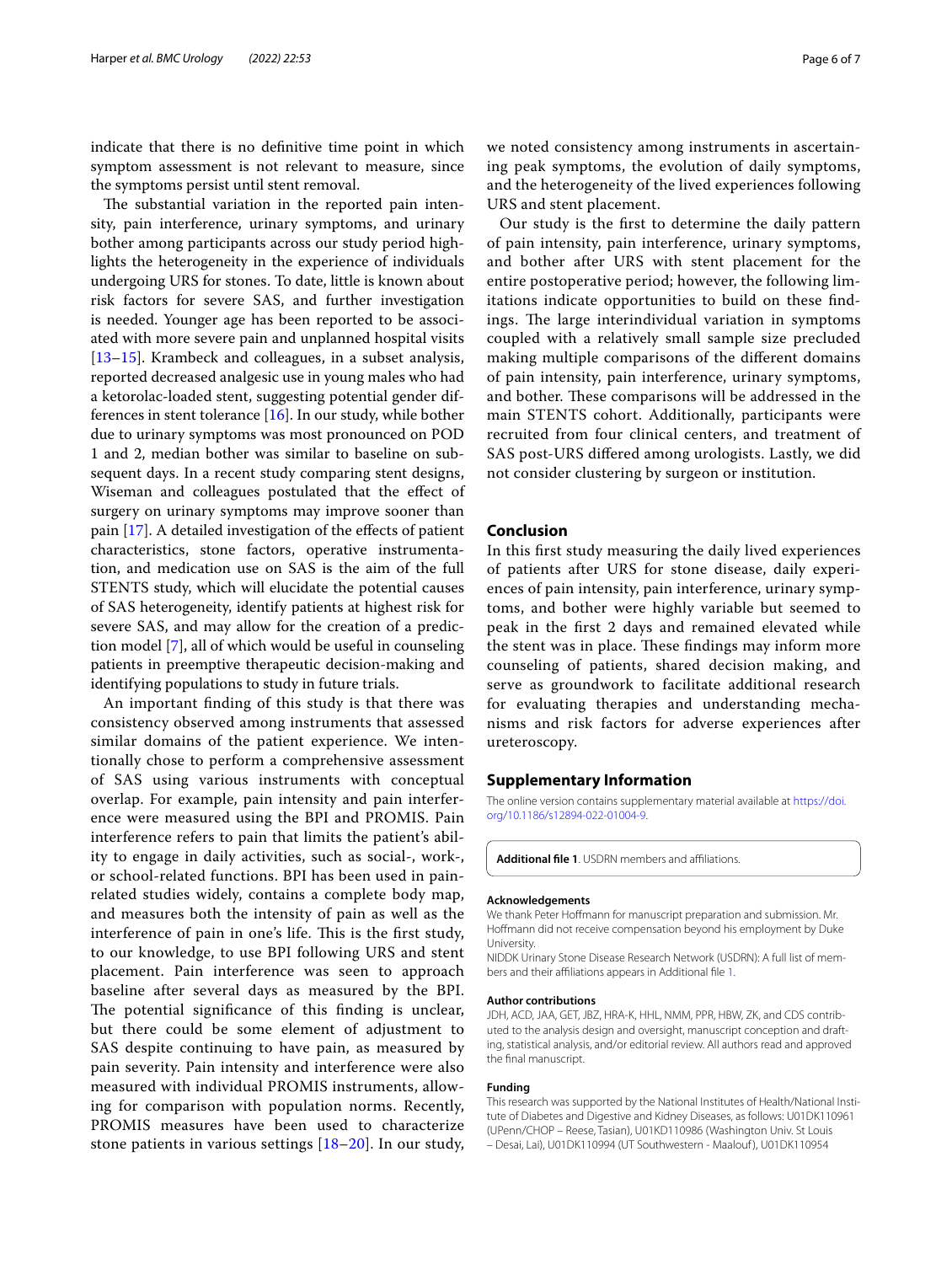indicate that there is no definitive time point in which symptom assessment is not relevant to measure, since the symptoms persist until stent removal.

The substantial variation in the reported pain intensity, pain interference, urinary symptoms, and urinary bother among participants across our study period highlights the heterogeneity in the experience of individuals undergoing URS for stones. To date, little is known about risk factors for severe SAS, and further investigation is needed. Younger age has been reported to be associated with more severe pain and unplanned hospital visits [13–15]. Krambeck and colleagues, in a subset analysis, reported decreased analgesic use in young males who had a ketorolac-loaded stent, suggesting potential gender differences in stent tolerance [16]. In our study, while bother due to urinary symptoms was most pronounced on POD 1 and 2, median bother was similar to baseline on subsequent days. In a recent study comparing stent designs, Wiseman and colleagues postulated that the effect of surgery on urinary symptoms may improve sooner than pain [17]. A detailed investigation of the effects of patient characteristics, stone factors, operative instrumentation, and medication use on SAS is the aim of the full STENTS study, which will elucidate the potential causes of SAS heterogeneity, identify patients at highest risk for severe SAS, and may allow for the creation of a prediction model [7], all of which would be useful in counseling patients in preemptive therapeutic decision-making and identifying populations to study in future trials.

An important finding of this study is that there was consistency observed among instruments that assessed similar domains of the patient experience. We intentionally chose to perform a comprehensive assessment of SAS using various instruments with conceptual overlap. For example, pain intensity and pain interference were measured using the BPI and PROMIS. Pain interference refers to pain that limits the patient's ability to engage in daily activities, such as social-, work-, or school-related functions. BPI has been used in pain-related studies widely, contains a complete body map, and measures both the intensity of pain as well as the interference of pain in one's life. This is the first study, to our knowledge, to use BPI following URS and stent placement. Pain interference was seen to approach baseline after several days as measured by the BPI. The potential significance of this finding is unclear, but there could be some element of adjustment to SAS despite continuing to have pain, as measured by pain severity. Pain intensity and interference were also measured with individual PROMIS instruments, allowing for comparison with population norms. Recently, PROMIS measures have been used to characterize stone patients in various settings [18–20]. In our study, we noted consistency among instruments in ascertaining peak symptoms, the evolution of daily symptoms, and the heterogeneity of the lived experiences following URS and stent placement.

Our study is the first to determine the daily pattern of pain intensity, pain interference, urinary symptoms, and bother after URS with stent placement for the entire postoperative period; however, the following limitations indicate opportunities to build on these findings. The large interindividual variation in symptoms coupled with a relatively small sample size precluded making multiple comparisons of the different domains of pain intensity, pain interference, urinary symptoms, and bother. These comparisons will be addressed in the main STENTS cohort. Additionally, participants were recruited from four clinical centers, and treatment of SAS post-URS differed among urologists. Lastly, we did not consider clustering by surgeon or institution.

## Conclusion

In this first study measuring the daily lived experiences of patients after URS for stone disease, daily experiences of pain intensity, pain interference, urinary symptoms, and bother were highly variable but seemed to peak in the first 2 days and remained elevated while the stent was in place. These findings may inform more counseling of patients, shared decision making, and serve as groundwork to facilitate additional research for evaluating therapies and understanding mechanisms and risk factors for adverse experiences after ureteroscopy.

## Supplementary Information

The online version contains supplementary material available at https://doi.org/10.1186/s12894-022-01004-9.

**Additional file 1**. USDRN members and affiliations.

### Acknowledgements

We thank Peter Hoffmann for manuscript preparation and submission. Mr. Hoffmann did not receive compensation beyond his employment by Duke University.

NIDDK Urinary Stone Disease Research Network (USDRN): A full list of members and their affiliations appears in Additional file 1.

### Author contributions

JDH, ACD, JAA, GET, JBZ, HRA-K, HHL, NMM, PPR, HBW, ZK, and CDS contributed to the analysis design and oversight, manuscript conception and drafting, statistical analysis, and/or editorial review. All authors read and approved the final manuscript.

### Funding

This research was supported by the National Institutes of Health/National Institute of Diabetes and Digestive and Kidney Diseases, as follows: U01DK110961 (UPenn/CHOP – Reese, Tasian), U01KD110986 (Washington Univ. St Louis – Desai, Lai), U01DK110994 (UT Southwestern - Maalouf), U01DK110954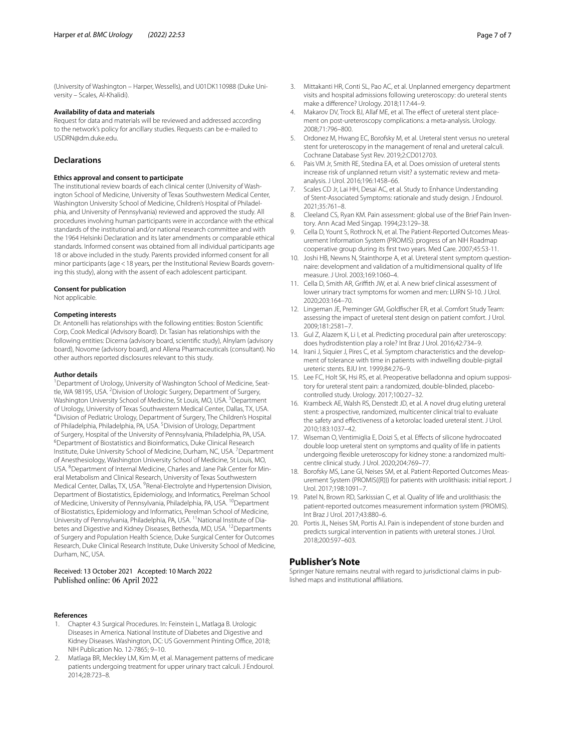(University of Washington – Harper, Wessells), and U01DK110988 (Duke University – Scales, Al-Khalidi).

#### Availability of data and materials

Request for data and materials will be reviewed and addressed according to the network's policy for ancillary studies. Requests can be e-mailed to USDRN@dm.duke.edu.

## Declarations

#### Ethics approval and consent to participate

The institutional review boards of each clinical center (University of Washington School of Medicine, University of Texas Southwestern Medical Center, Washington University School of Medicine, Children's Hospital of Philadelphia, and University of Pennsylvania) reviewed and approved the study. All procedures involving human participants were in accordance with the ethical standards of the institutional and/or national research committee and with the 1964 Helsinki Declaration and its later amendments or comparable ethical standards. Informed consent was obtained from all individual participants age 18 or above included in the study. Parents provided informed consent for all minor participants (age < 18 years, per the Institutional Review Boards governing this study), along with the assent of each adolescent participant.

#### Consent for publication

Not applicable.

#### Competing interests

Dr. Antonelli has relationships with the following entities: Boston Scientific Corp, Cook Medical (Advisory Board). Dr. Tasian has relationships with the following entities: Dicerna (advisory board, scientific study), Alnylam (advisory board), Novome (advisory board), and Allena Pharmaceuticals (consultant). No other authors reported disclosures relevant to this study.

#### Author details

[1]Department of Urology, University of Washington School of Medicine, Seattle, WA 98195, USA. [2]Division of Urologic Surgery, Department of Surgery, Washington University School of Medicine, St Louis, MO, USA. [3]Department of Urology, University of Texas Southwestern Medical Center, Dallas, TX, USA. [4]Division of Pediatric Urology, Department of Surgery, The Children's Hospital of Philadelphia, Philadelphia, PA, USA. [5]Division of Urology, Department of Surgery, Hospital of the University of Pennsylvania, Philadelphia, PA, USA. [6]Department of Biostatistics and Bioinformatics, Duke Clinical Research Institute, Duke University School of Medicine, Durham, NC, USA. [7]Department of Anesthesiology, Washington University School of Medicine, St Louis, MO, USA. [8]Department of Internal Medicine, Charles and Jane Pak Center for Mineral Metabolism and Clinical Research, University of Texas Southwestern Medical Center, Dallas, TX, USA. [9]Renal-Electrolyte and Hypertension Division, Department of Biostatistics, Epidemiology, and Informatics, Perelman School of Medicine, University of Pennsylvania, Philadelphia, PA, USA. [10]Department of Biostatistics, Epidemiology and Informatics, Perelman School of Medicine, University of Pennsylvania, Philadelphia, PA, USA. [11]National Institute of Diabetes and Digestive and Kidney Diseases, Bethesda, MD, USA. [12]Departments of Surgery and Population Health Science, Duke Surgical Center for Outcomes Research, Duke Clinical Research Institute, Duke University School of Medicine, Durham, NC, USA.

Received: 13 October 2021 Accepted: 10 March 2022
Published online: 06 April 2022

#### References

1. Chapter 4.3 Surgical Procedures. In: Feinstein L, Matlaga B. Urologic Diseases in America. National Institute of Diabetes and Digestive and Kidney Diseases. Washington, DC: US Government Printing Office, 2018; NIH Publication No. 12-7865; 9–10.
2. Matlaga BR, Meckley LM, Kim M, et al. Management patterns of medicare patients undergoing treatment for upper urinary tract calculi. J Endourol. 2014;28:723–8.
3. Mittakanti HR, Conti SL, Pao AC, et al. Unplanned emergency department visits and hospital admissions following ureteroscopy: do ureteral stents make a difference? Urology. 2018;117:44–9.
4. Makarov DV, Trock BJ, Allaf ME, et al. The effect of ureteral stent placement on post-ureteroscopy complications: a meta-analysis. Urology. 2008;71:796–800.
5. Ordonez M, Hwang EC, Borofsky M, et al. Ureteral stent versus no ureteral stent for ureteroscopy in the management of renal and ureteral calculi. Cochrane Database Syst Rev. 2019;2:CD012703.
6. Pais VM Jr, Smith RE, Stedina EA, et al. Does omission of ureteral stents increase risk of unplanned return visit? a systematic review and meta-analysis. J Urol. 2016;196:1458–66.
7. Scales CD Jr, Lai HH, Desai AC, et al. Study to Enhance Understanding of Stent-Associated Symptoms: rationale and study design. J Endourol. 2021;35:761–8.
8. Cleeland CS, Ryan KM. Pain assessment: global use of the Brief Pain Inventory. Ann Acad Med Singap. 1994;23:129–38.
9. Cella D, Yount S, Rothrock N, et al. The Patient-Reported Outcomes Measurement Information System (PROMIS): progress of an NIH Roadmap cooperative group during its first two years. Med Care. 2007;45:S3-11.
10. Joshi HB, Newns N, Stainthorpe A, et al. Ureteral stent symptom questionnaire: development and validation of a multidimensional quality of life measure. J Urol. 2003;169:1060–4.
11. Cella D, Smith AR, Griffith JW, et al. A new brief clinical assessment of lower urinary tract symptoms for women and men: LURN SI-10. J Urol. 2020;203:164–70.
12. Lingeman JE, Preminger GM, Goldfischer ER, et al. Comfort Study Team: assessing the impact of ureteral stent design on patient comfort. J Urol. 2009;181:2581–7.
13. Gul Z, Alazem K, Li I, et al. Predicting procedural pain after ureteroscopy: does hydrodistention play a role? Int Braz J Urol. 2016;42:734–9.
14. Irani J, Siquier J, Pires C, et al. Symptom characteristics and the development of tolerance with time in patients with indwelling double-pigtail ureteric stents. BJU Int. 1999;84:276–9.
15. Lee FC, Holt SK, Hsi RS, et al. Preoperative belladonna and opium suppository for ureteral stent pain: a randomized, double-blinded, placebo-controlled study. Urology. 2017;100:27–32.
16. Krambeck AE, Walsh RS, Denstedt JD, et al. A novel drug eluting ureteral stent: a prospective, randomized, multicenter clinical trial to evaluate the safety and effectiveness of a ketorolac loaded ureteral stent. J Urol. 2010;183:1037–42.
17. Wiseman O, Ventimiglia E, Doizi S, et al. Effects of silicone hydrocoated double loop ureteral stent on symptoms and quality of life in patients undergoing flexible ureteroscopy for kidney stone: a randomized multicentre clinical study. J Urol. 2020;204:769–77.
18. Borofsky MS, Lane GI, Neises SM, et al. Patient-Reported Outcomes Measurement System (PROMIS((R))) for patients with urolithiasis: initial report. J Urol. 2017;198:1091–7.
19. Patel N, Brown RD, Sarkissian C, et al. Quality of life and urolithiasis: the patient-reported outcomes measurement information system (PROMIS). Int Braz J Urol. 2017;43:880–6.
20. Portis JL, Neises SM, Portis AJ. Pain is independent of stone burden and predicts surgical intervention in patients with ureteral stones. J Urol. 2018;200:597–603.

## Publisher's Note

Springer Nature remains neutral with regard to jurisdictional claims in published maps and institutional affiliations.